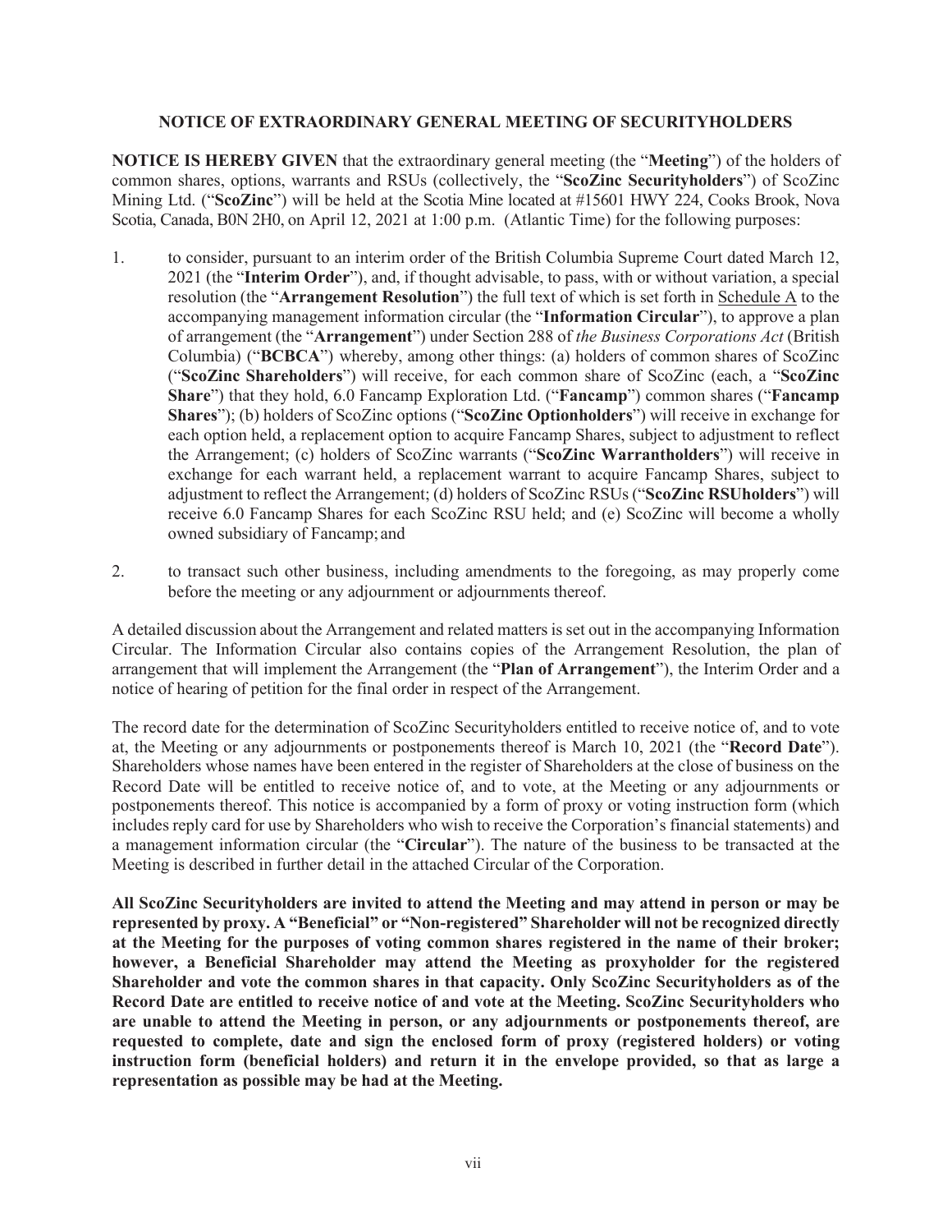# NOTICE OF EXTRAORDINARY GENERAL MEETING OF SECURITYHOLDERS

**NOTICE IS HEREBY GIVEN** that the extraordinary general meeting (the "**Meeting**") of the holders of common shares, options, warrants and RSUs (collectively, the "**ScoZinc Securityholders**") of ScoZinc Mining Ltd. ("**ScoZinc**") will be held at the Scotia Mine located at #15601 HWY 224, Cooks Brook, Nova Scotia, Canada, B0N 2H0, on April 12, 2021 at 1:00 p.m. (Atlantic Time) for the following purposes:

1. to consider, pursuant to an interim order of the British Columbia Supreme Court dated March 12, 2021 (the "**Interim Order**"), and, if thought advisable, to pass, with or without variation, a special resolution (the "**Arrangement Resolution**") the full text of which is set forth in Schedule A to the accompanying management information circular (the "**Information Circular**"), to approve a plan of arrangement (the "**Arrangement**") under Section 288 of *the Business Corporations Act* (British Columbia) ("**BCBCA**") whereby, among other things: (a) holders of common shares of ScoZinc ("**ScoZinc Shareholders**") will receive, for each common share of ScoZinc (each, a "**ScoZinc Share**") that they hold, 6.0 Fancamp Exploration Ltd. ("**Fancamp**") common shares ("**Fancamp Shares**"); (b) holders of ScoZinc options ("**ScoZinc Optionholders**") will receive in exchange for each option held, a replacement option to acquire Fancamp Shares, subject to adjustment to reflect the Arrangement; (c) holders of ScoZinc warrants ("**ScoZinc Warrantholders**") will receive in exchange for each warrant held, a replacement warrant to acquire Fancamp Shares, subject to adjustment to reflect the Arrangement; (d) holders of ScoZinc RSUs ("**ScoZinc RSUholders**") will receive 6.0 Fancamp Shares for each ScoZinc RSU held; and (e) ScoZinc will become a wholly owned subsidiary of Fancamp; and

2. to transact such other business, including amendments to the foregoing, as may properly come before the meeting or any adjournment or adjournments thereof.

A detailed discussion about the Arrangement and related matters is set out in the accompanying Information Circular. The Information Circular also contains copies of the Arrangement Resolution, the plan of arrangement that will implement the Arrangement (the "**Plan of Arrangement**"), the Interim Order and a notice of hearing of petition for the final order in respect of the Arrangement.

The record date for the determination of ScoZinc Securityholders entitled to receive notice of, and to vote at, the Meeting or any adjournments or postponements thereof is March 10, 2021 (the "**Record Date**"). Shareholders whose names have been entered in the register of Shareholders at the close of business on the Record Date will be entitled to receive notice of, and to vote, at the Meeting or any adjournments or postponements thereof. This notice is accompanied by a form of proxy or voting instruction form (which includes reply card for use by Shareholders who wish to receive the Corporation's financial statements) and a management information circular (the "**Circular**"). The nature of the business to be transacted at the Meeting is described in further detail in the attached Circular of the Corporation.

**All ScoZinc Securityholders are invited to attend the Meeting and may attend in person or may be represented by proxy. A "Beneficial" or "Non-registered" Shareholder will not be recognized directly at the Meeting for the purposes of voting common shares registered in the name of their broker; however, a Beneficial Shareholder may attend the Meeting as proxyholder for the registered Shareholder and vote the common shares in that capacity. Only ScoZinc Securityholders as of the Record Date are entitled to receive notice of and vote at the Meeting. ScoZinc Securityholders who are unable to attend the Meeting in person, or any adjournments or postponements thereof, are requested to complete, date and sign the enclosed form of proxy (registered holders) or voting instruction form (beneficial holders) and return it in the envelope provided, so that as large a representation as possible may be had at the Meeting.**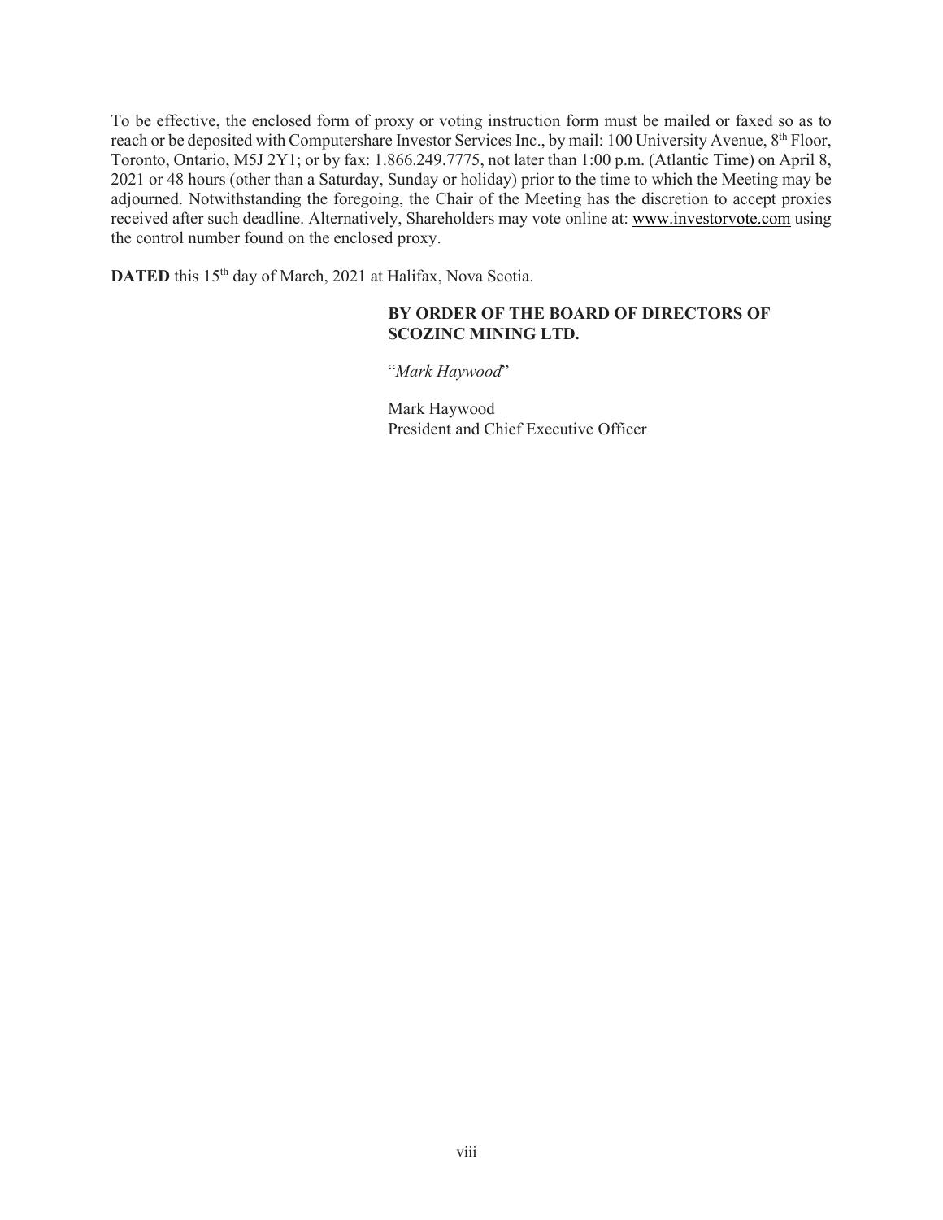To be effective, the enclosed form of proxy or voting instruction form must be mailed or faxed so as to reach or be deposited with Computershare Investor Services Inc., by mail: 100 University Avenue, 8th Floor, Toronto, Ontario, M5J 2Y1; or by fax: 1.866.249.7775, not later than 1:00 p.m. (Atlantic Time) on April 8, 2021 or 48 hours (other than a Saturday, Sunday or holiday) prior to the time to which the Meeting may be adjourned. Notwithstanding the foregoing, the Chair of the Meeting has the discretion to accept proxies received after such deadline. Alternatively, Shareholders may vote online at: www.investorvote.com using the control number found on the enclosed proxy.

**DATED** this 15th day of March, 2021 at Halifax, Nova Scotia.

**BY ORDER OF THE BOARD OF DIRECTORS OF SCOZINC MINING LTD.**

"*Mark Haywood*"

Mark Haywood
President and Chief Executive Officer